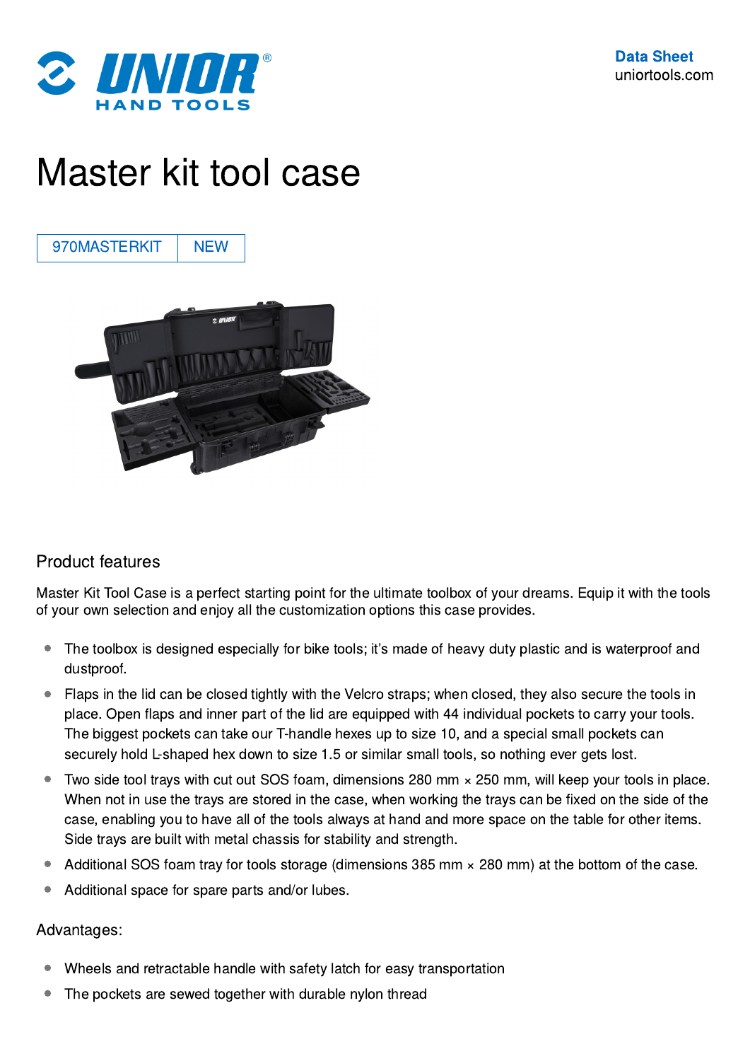Data Sheet
uniortools.com

# Master kit tool case

| 970MASTERKIT | NEW |
|---|---|

## Product features

Master Kit Tool Case is a perfect starting point for the ultimate toolbox of your dreams. Equip it with the tools of your own selection and enjoy all the customization options this case provides.

- The toolbox is designed especially for bike tools; it's made of heavy duty plastic and is waterproof and dustproof.
- Flaps in the lid can be closed tightly with the Velcro straps; when closed, they also secure the tools in place. Open flaps and inner part of the lid are equipped with 44 individual pockets to carry your tools. The biggest pockets can take our T-handle hexes up to size 10, and a special small pockets can securely hold L-shaped hex down to size 1.5 or similar small tools, so nothing ever gets lost.
- Two side tool trays with cut out SOS foam, dimensions 280 mm × 250 mm, will keep your tools in place. When not in use the trays are stored in the case, when working the trays can be fixed on the side of the case, enabling you to have all of the tools always at hand and more space on the table for other items. Side trays are built with metal chassis for stability and strength.
- Additional SOS foam tray for tools storage (dimensions 385 mm × 280 mm) at the bottom of the case.
- Additional space for spare parts and/or lubes.

## Advantages:

- Wheels and retractable handle with safety latch for easy transportation
- The pockets are sewed together with durable nylon thread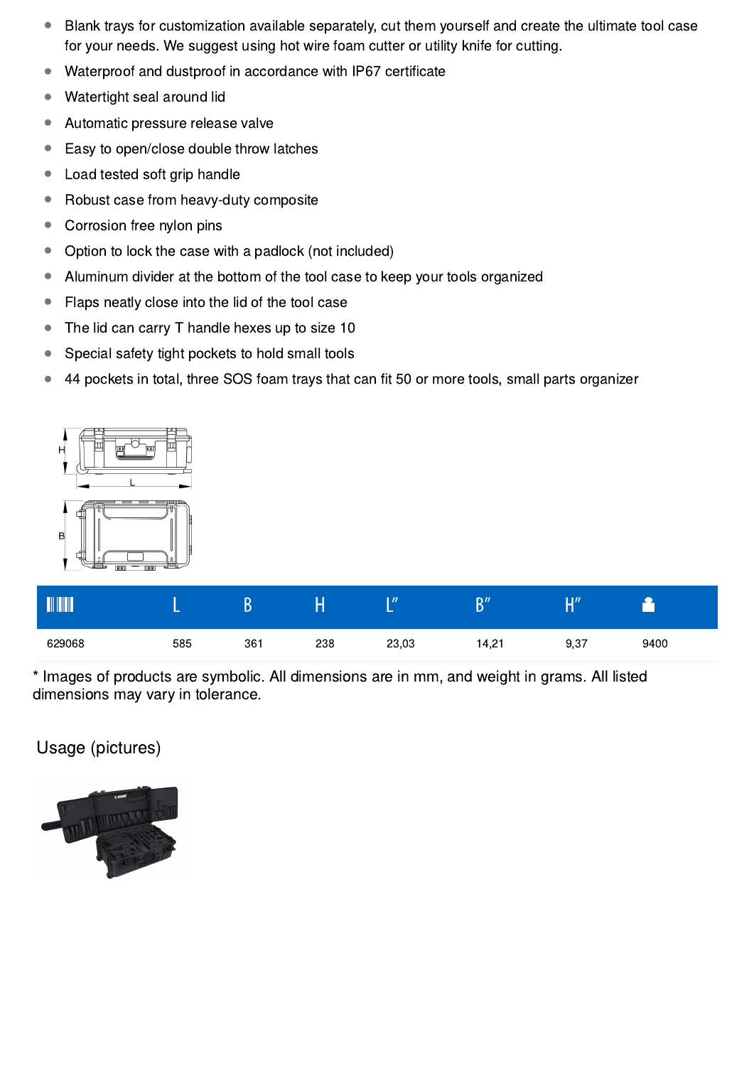- Blank trays for customization available separately, cut them yourself and create the ultimate tool case for your needs. We suggest using hot wire foam cutter or utility knife for cutting.
- Waterproof and dustproof in accordance with IP67 certificate
- Watertight seal around lid
- Automatic pressure release valve
- Easy to open/close double throw latches
- Load tested soft grip handle
- Robust case from heavy-duty composite
- Corrosion free nylon pins
- Option to lock the case with a padlock (not included)
- Aluminum divider at the bottom of the tool case to keep your tools organized
- Flaps neatly close into the lid of the tool case
- The lid can carry T handle hexes up to size 10
- Special safety tight pockets to hold small tools
- 44 pockets in total, three SOS foam trays that can fit 50 or more tools, small parts organizer

| | L | B | H | L″ | B″ | H″ | |
|---|---|---|---|---|---|---|---|
| 629068 | 585 | 361 | 238 | 23,03 | 14,21 | 9,37 | 9400 |

* Images of products are symbolic. All dimensions are in mm, and weight in grams. All listed dimensions may vary in tolerance.

## Usage (pictures)